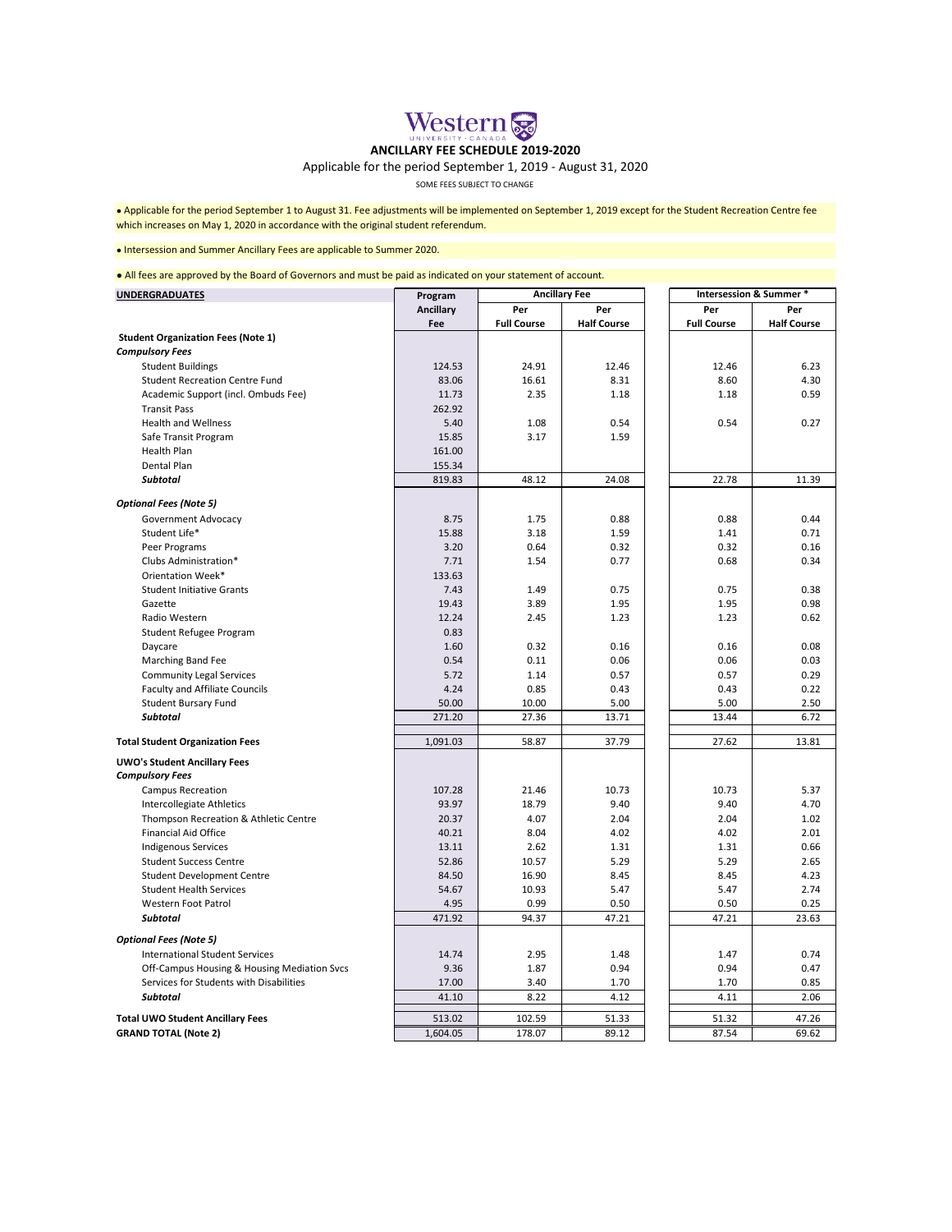Western UNIVERSITY · CANADA

# ANCILLARY FEE SCHEDULE 2019-2020

Applicable for the period September 1, 2019 - August 31, 2020

SOME FEES SUBJECT TO CHANGE

• Applicable for the period September 1 to August 31. Fee adjustments will be implemented on September 1, 2019 except for the Student Recreation Centre fee which increases on May 1, 2020 in accordance with the original student referendum.

• Intersession and Summer Ancillary Fees are applicable to Summer 2020.

• All fees are approved by the Board of Governors and must be paid as indicated on your statement of account.

| UNDERGRADUATES | Program Ancillary Fee | Ancillary Fee | | Intersession & Summer * | |
|---|---|---|---|---|---|
| | | Per Full Course | Per Half Course | Per Full Course | Per Half Course |
| **Student Organization Fees (Note 1)** | | | | | |
| ***Compulsory Fees*** | | | | | |
| Student Buildings | 124.53 | 24.91 | 12.46 | 12.46 | 6.23 |
| Student Recreation Centre Fund | 83.06 | 16.61 | 8.31 | 8.60 | 4.30 |
| Academic Support (incl. Ombuds Fee) | 11.73 | 2.35 | 1.18 | 1.18 | 0.59 |
| Transit Pass | 262.92 | | | | |
| Health and Wellness | 5.40 | 1.08 | 0.54 | 0.54 | 0.27 |
| Safe Transit Program | 15.85 | 3.17 | 1.59 | | |
| Health Plan | 161.00 | | | | |
| Dental Plan | 155.34 | | | | |
| ***Subtotal*** | 819.83 | 48.12 | 24.08 | 22.78 | 11.39 |
| ***Optional Fees (Note 5)*** | | | | | |
| Government Advocacy | 8.75 | 1.75 | 0.88 | 0.88 | 0.44 |
| Student Life* | 15.88 | 3.18 | 1.59 | 1.41 | 0.71 |
| Peer Programs | 3.20 | 0.64 | 0.32 | 0.32 | 0.16 |
| Clubs Administration* | 7.71 | 1.54 | 0.77 | 0.68 | 0.34 |
| Orientation Week* | 133.63 | | | | |
| Student Initiative Grants | 7.43 | 1.49 | 0.75 | 0.75 | 0.38 |
| Gazette | 19.43 | 3.89 | 1.95 | 1.95 | 0.98 |
| Radio Western | 12.24 | 2.45 | 1.23 | 1.23 | 0.62 |
| Student Refugee Program | 0.83 | | | | |
| Daycare | 1.60 | 0.32 | 0.16 | 0.16 | 0.08 |
| Marching Band Fee | 0.54 | 0.11 | 0.06 | 0.06 | 0.03 |
| Community Legal Services | 5.72 | 1.14 | 0.57 | 0.57 | 0.29 |
| Faculty and Affiliate Councils | 4.24 | 0.85 | 0.43 | 0.43 | 0.22 |
| Student Bursary Fund | 50.00 | 10.00 | 5.00 | 5.00 | 2.50 |
| ***Subtotal*** | 271.20 | 27.36 | 13.71 | 13.44 | 6.72 |
| **Total Student Organization Fees** | 1,091.03 | 58.87 | 37.79 | 27.62 | 13.81 |
| **UWO's Student Ancillary Fees** | | | | | |
| ***Compulsory Fees*** | | | | | |
| Campus Recreation | 107.28 | 21.46 | 10.73 | 10.73 | 5.37 |
| Intercollegiate Athletics | 93.97 | 18.79 | 9.40 | 9.40 | 4.70 |
| Thompson Recreation & Athletic Centre | 20.37 | 4.07 | 2.04 | 2.04 | 1.02 |
| Financial Aid Office | 40.21 | 8.04 | 4.02 | 4.02 | 2.01 |
| Indigenous Services | 13.11 | 2.62 | 1.31 | 1.31 | 0.66 |
| Student Success Centre | 52.86 | 10.57 | 5.29 | 5.29 | 2.65 |
| Student Development Centre | 84.50 | 16.90 | 8.45 | 8.45 | 4.23 |
| Student Health Services | 54.67 | 10.93 | 5.47 | 5.47 | 2.74 |
| Western Foot Patrol | 4.95 | 0.99 | 0.50 | 0.50 | 0.25 |
| ***Subtotal*** | 471.92 | 94.37 | 47.21 | 47.21 | 23.63 |
| ***Optional Fees (Note 5)*** | | | | | |
| International Student Services | 14.74 | 2.95 | 1.48 | 1.47 | 0.74 |
| Off-Campus Housing & Housing Mediation Svcs | 9.36 | 1.87 | 0.94 | 0.94 | 0.47 |
| Services for Students with Disabilities | 17.00 | 3.40 | 1.70 | 1.70 | 0.85 |
| ***Subtotal*** | 41.10 | 8.22 | 4.12 | 4.11 | 2.06 |
| **Total UWO Student Ancillary Fees** | 513.02 | 102.59 | 51.33 | 51.32 | 47.26 |
| **GRAND TOTAL (Note 2)** | 1,604.05 | 178.07 | 89.12 | 87.54 | 69.62 |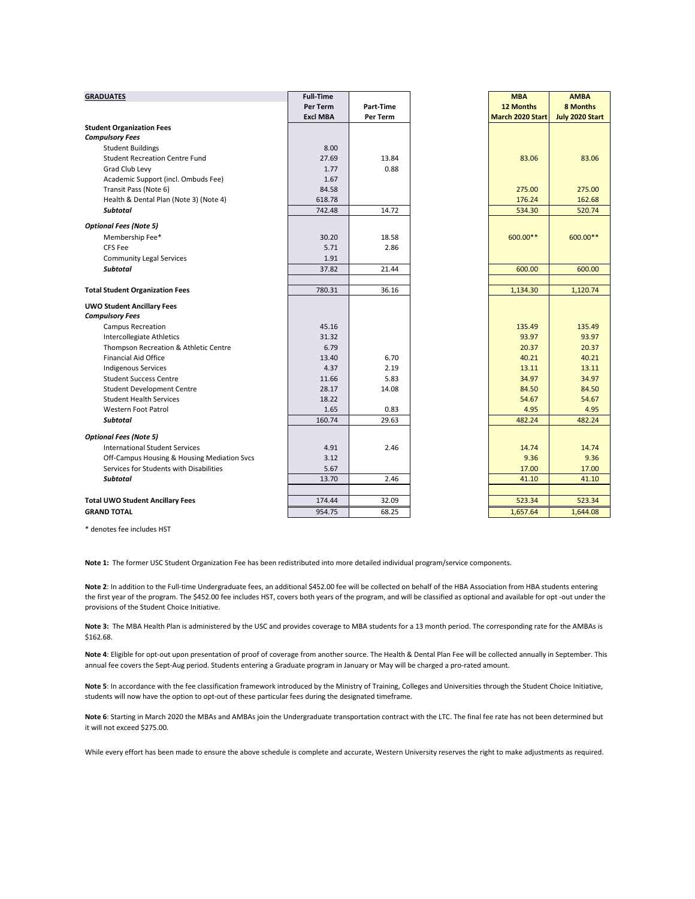| GRADUATES | Full-Time Per Term Excl MBA | Part-Time Per Term | MBA 12 Months March 2020 Start | AMBA 8 Months July 2020 Start |
|---|---|---|---|---|
| **Student Organization Fees** | | | | |
| ***Compulsory Fees*** | | | | |
| Student Buildings | 8.00 | | | |
| Student Recreation Centre Fund | 27.69 | 13.84 | 83.06 | 83.06 |
| Grad Club Levy | 1.77 | 0.88 | | |
| Academic Support (incl. Ombuds Fee) | 1.67 | | | |
| Transit Pass (Note 6) | 84.58 | | 275.00 | 275.00 |
| Health & Dental Plan (Note 3) (Note 4) | 618.78 | | 176.24 | 162.68 |
| ***Subtotal*** | 742.48 | 14.72 | 534.30 | 520.74 |
| ***Optional Fees (Note 5)*** | | | | |
| Membership Fee* | 30.20 | 18.58 | 600.00** | 600.00** |
| CFS Fee | 5.71 | 2.86 | | |
| Community Legal Services | 1.91 | | | |
| ***Subtotal*** | 37.82 | 21.44 | 600.00 | 600.00 |
| **Total Student Organization Fees** | 780.31 | 36.16 | 1,134.30 | 1,120.74 |
| **UWO Student Ancillary Fees** | | | | |
| ***Compulsory Fees*** | | | | |
| Campus Recreation | 45.16 | | 135.49 | 135.49 |
| Intercollegiate Athletics | 31.32 | | 93.97 | 93.97 |
| Thompson Recreation & Athletic Centre | 6.79 | | 20.37 | 20.37 |
| Financial Aid Office | 13.40 | 6.70 | 40.21 | 40.21 |
| Indigenous Services | 4.37 | 2.19 | 13.11 | 13.11 |
| Student Success Centre | 11.66 | 5.83 | 34.97 | 34.97 |
| Student Development Centre | 28.17 | 14.08 | 84.50 | 84.50 |
| Student Health Services | 18.22 | | 54.67 | 54.67 |
| Western Foot Patrol | 1.65 | 0.83 | 4.95 | 4.95 |
| ***Subtotal*** | 160.74 | 29.63 | 482.24 | 482.24 |
| ***Optional Fees (Note 5)*** | | | | |
| International Student Services | 4.91 | 2.46 | 14.74 | 14.74 |
| Off-Campus Housing & Housing Mediation Svcs | 3.12 | | 9.36 | 9.36 |
| Services for Students with Disabilities | 5.67 | | 17.00 | 17.00 |
| ***Subtotal*** | 13.70 | 2.46 | 41.10 | 41.10 |
| **Total UWO Student Ancillary Fees** | 174.44 | 32.09 | 523.34 | 523.34 |
| **GRAND TOTAL** | 954.75 | 68.25 | 1,657.64 | 1,644.08 |

* denotes fee includes HST

**Note 1:** The former USC Student Organization Fee has been redistributed into more detailed individual program/service components.

**Note 2**: In addition to the Full-time Undergraduate fees, an additional $452.00 fee will be collected on behalf of the HBA Association from HBA students entering the first year of the program. The $452.00 fee includes HST, covers both years of the program, and will be classified as optional and available for opt -out under the provisions of the Student Choice Initiative.

**Note 3:** The MBA Health Plan is administered by the USC and provides coverage to MBA students for a 13 month period. The corresponding rate for the AMBAs is $162.68.

**Note 4**: Eligible for opt-out upon presentation of proof of coverage from another source. The Health & Dental Plan Fee will be collected annually in September. This annual fee covers the Sept-Aug period. Students entering a Graduate program in January or May will be charged a pro-rated amount.

**Note 5**: In accordance with the fee classification framework introduced by the Ministry of Training, Colleges and Universities through the Student Choice Initiative, students will now have the option to opt-out of these particular fees during the designated timeframe.

**Note 6**: Starting in March 2020 the MBAs and AMBAs join the Undergraduate transportation contract with the LTC. The final fee rate has not been determined but it will not exceed $275.00.

While every effort has been made to ensure the above schedule is complete and accurate, Western University reserves the right to make adjustments as required.